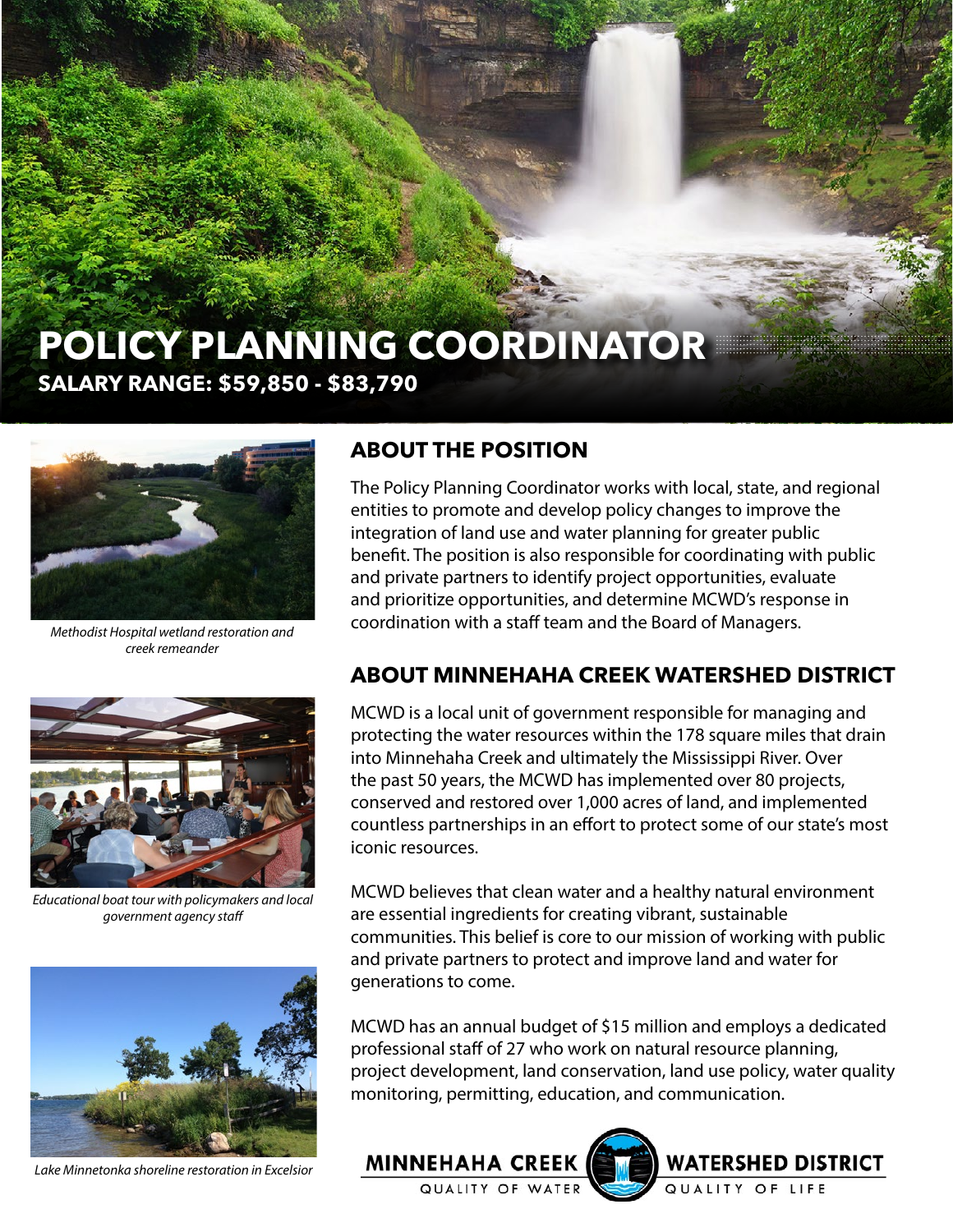# POLICY PLANNING COORDINATOR

**SALARY RANGE: $59,850 - $83,790**

## ABOUT THE POSITION

The Policy Planning Coordinator works with local, state, and regional entities to promote and develop policy changes to improve the integration of land use and water planning for greater public benefit. The position is also responsible for coordinating with public and private partners to identify project opportunities, evaluate and prioritize opportunities, and determine MCWD's response in coordination with a staff team and the Board of Managers.

*Methodist Hospital wetland restoration and creek remeander*

## ABOUT MINNEHAHA CREEK WATERSHED DISTRICT

MCWD is a local unit of government responsible for managing and protecting the water resources within the 178 square miles that drain into Minnehaha Creek and ultimately the Mississippi River. Over the past 50 years, the MCWD has implemented over 80 projects, conserved and restored over 1,000 acres of land, and implemented countless partnerships in an effort to protect some of our state's most iconic resources.

*Educational boat tour with policymakers and local government agency staff*

MCWD believes that clean water and a healthy natural environment are essential ingredients for creating vibrant, sustainable communities. This belief is core to our mission of working with public and private partners to protect and improve land and water for generations to come.

MCWD has an annual budget of $15 million and employs a dedicated professional staff of 27 who work on natural resource planning, project development, land conservation, land use policy, water quality monitoring, permitting, education, and communication.

*Lake Minnetonka shoreline restoration in Excelsior*

MINNEHAHA CREEK WATERSHED DISTRICT
QUALITY OF WATER QUALITY OF LIFE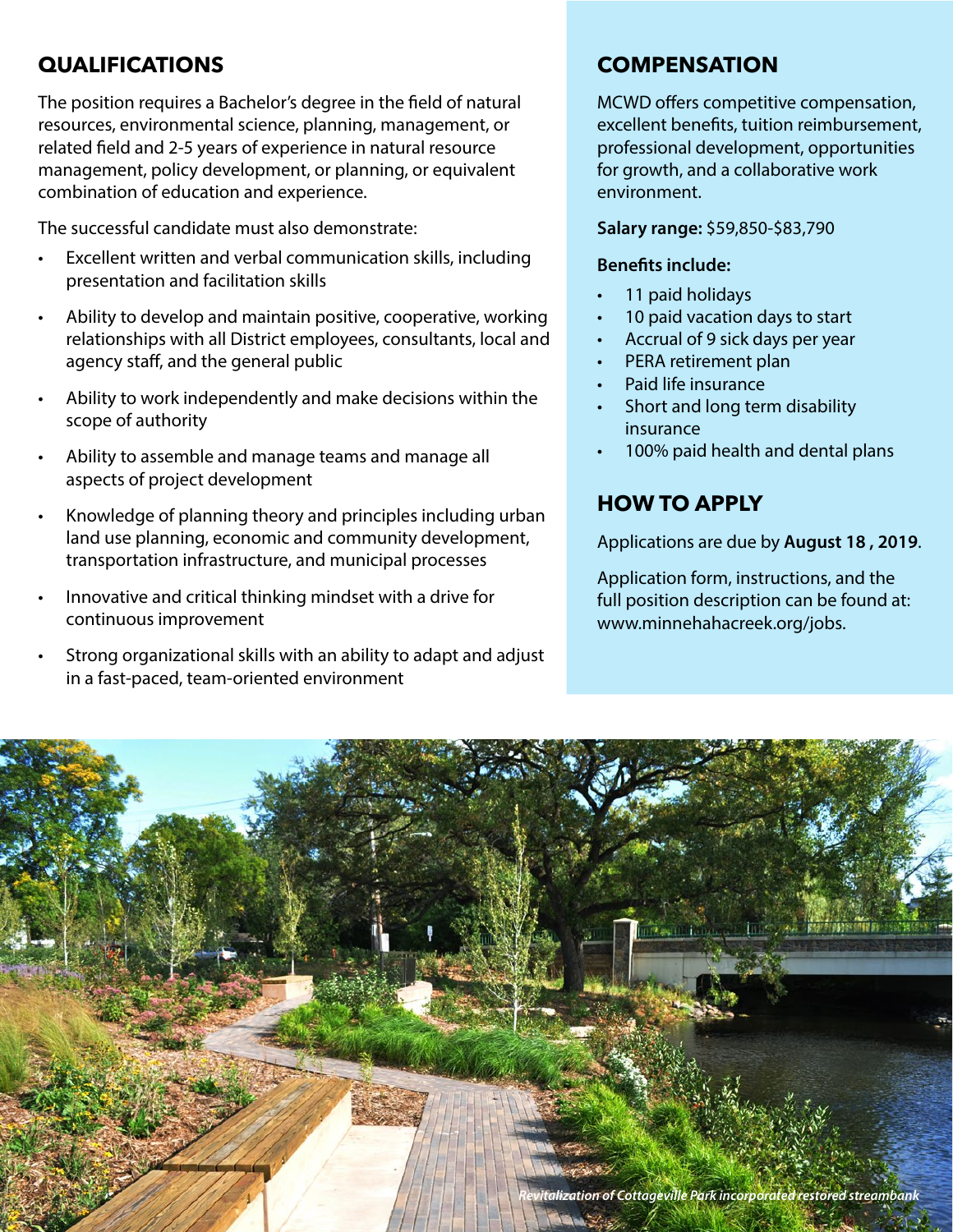## QUALIFICATIONS

The position requires a Bachelor's degree in the field of natural resources, environmental science, planning, management, or related field and 2-5 years of experience in natural resource management, policy development, or planning, or equivalent combination of education and experience.

The successful candidate must also demonstrate:

- Excellent written and verbal communication skills, including presentation and facilitation skills
- Ability to develop and maintain positive, cooperative, working relationships with all District employees, consultants, local and agency staff, and the general public
- Ability to work independently and make decisions within the scope of authority
- Ability to assemble and manage teams and manage all aspects of project development
- Knowledge of planning theory and principles including urban land use planning, economic and community development, transportation infrastructure, and municipal processes
- Innovative and critical thinking mindset with a drive for continuous improvement
- Strong organizational skills with an ability to adapt and adjust in a fast-paced, team-oriented environment

## COMPENSATION

MCWD offers competitive compensation, excellent benefits, tuition reimbursement, professional development, opportunities for growth, and a collaborative work environment.

**Salary range:** $59,850-$83,790

**Benefits include:**

- 11 paid holidays
- 10 paid vacation days to start
- Accrual of 9 sick days per year
- PERA retirement plan
- Paid life insurance
- Short and long term disability insurance
- 100% paid health and dental plans

## HOW TO APPLY

Applications are due by **August 18 , 2019**.

Application form, instructions, and the full position description can be found at: www.minnehahacreek.org/jobs.

*Revitalization of Cottageville Park incorporated restored streambank*